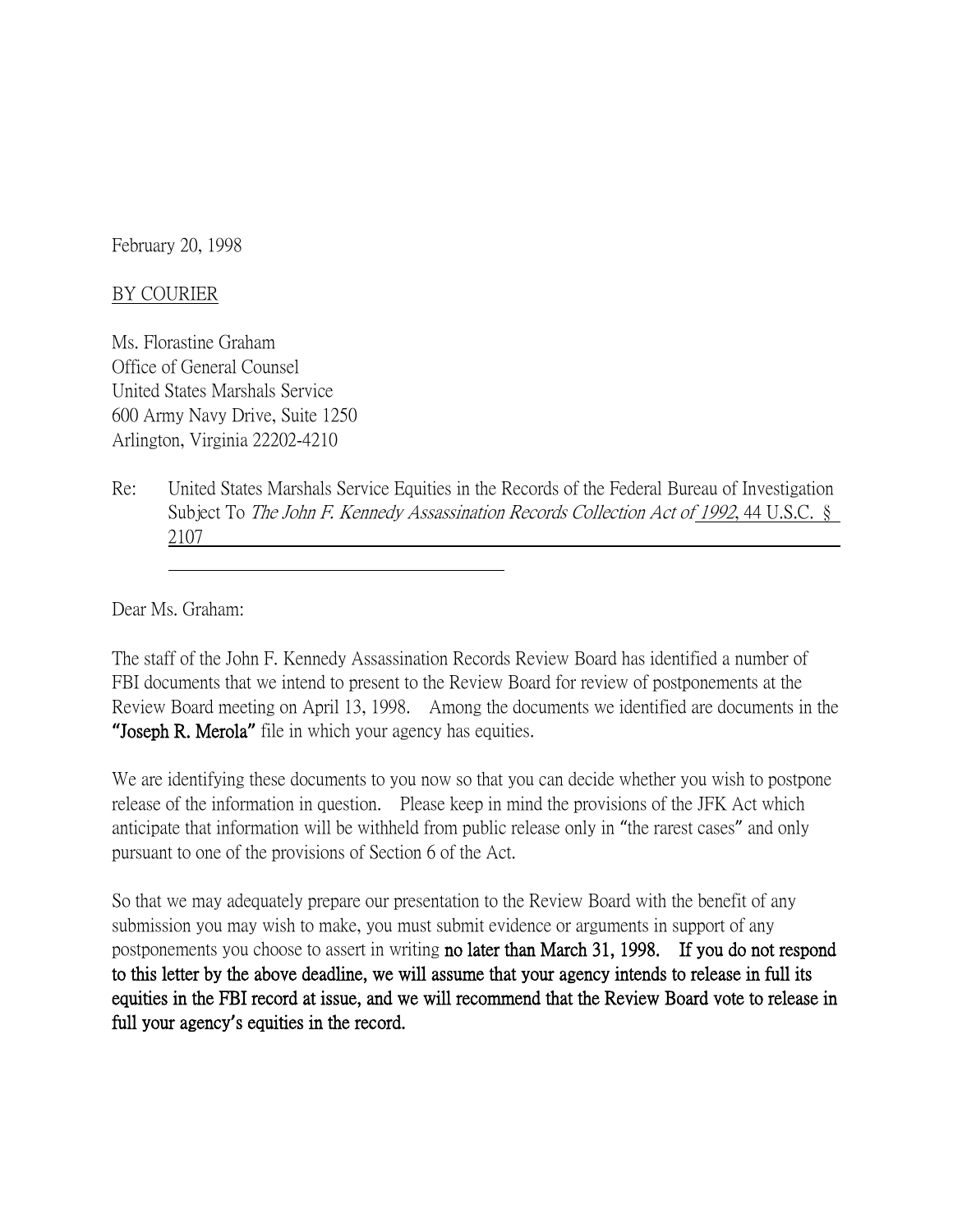February 20, 1998

BY COURIER

Ms. Florastine Graham
Office of General Counsel
United States Marshals Service
600 Army Navy Drive, Suite 1250
Arlington, Virginia 22202-4210

Re: United States Marshals Service Equities in the Records of the Federal Bureau of Investigation Subject To *The John F. Kennedy Assassination Records Collection Act of 1992*, 44 U.S.C. § 2107

Dear Ms. Graham:

The staff of the John F. Kennedy Assassination Records Review Board has identified a number of FBI documents that we intend to present to the Review Board for review of postponements at the Review Board meeting on April 13, 1998. Among the documents we identified are documents in the **"Joseph R. Merola"** file in which your agency has equities.

We are identifying these documents to you now so that you can decide whether you wish to postpone release of the information in question. Please keep in mind the provisions of the JFK Act which anticipate that information will be withheld from public release only in "the rarest cases" and only pursuant to one of the provisions of Section 6 of the Act.

So that we may adequately prepare our presentation to the Review Board with the benefit of any submission you may wish to make, you must submit evidence or arguments in support of any postponements you choose to assert in writing **no later than March 31, 1998. If you do not respond to this letter by the above deadline, we will assume that your agency intends to release in full its equities in the FBI record at issue, and we will recommend that the Review Board vote to release in full your agency's equities in the record.**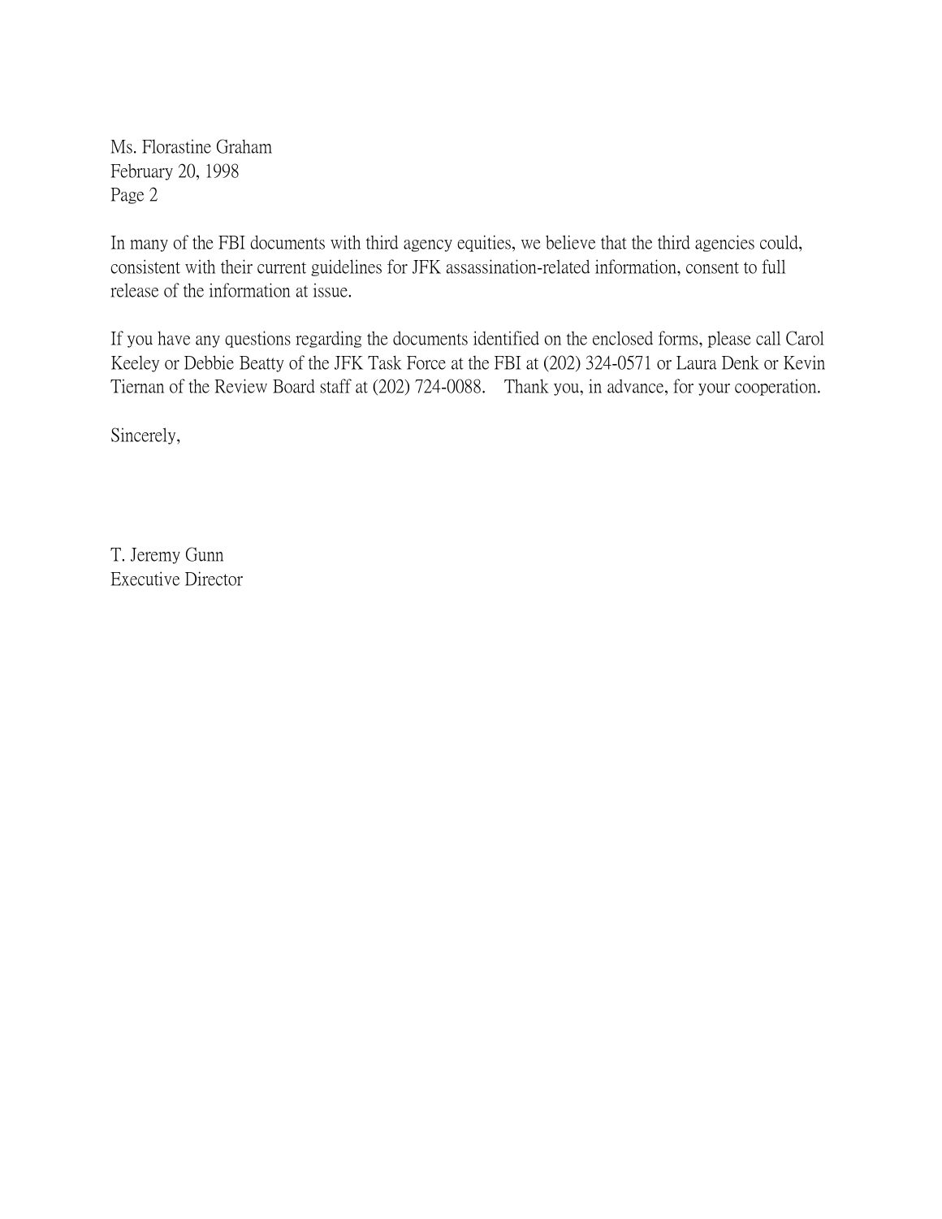Ms. Florastine Graham
February 20, 1998
Page 2

In many of the FBI documents with third agency equities, we believe that the third agencies could, consistent with their current guidelines for JFK assassination-related information, consent to full release of the information at issue.

If you have any questions regarding the documents identified on the enclosed forms, please call Carol Keeley or Debbie Beatty of the JFK Task Force at the FBI at (202) 324-0571 or Laura Denk or Kevin Tiernan of the Review Board staff at (202) 724-0088. Thank you, in advance, for your cooperation.

Sincerely,

T. Jeremy Gunn
Executive Director